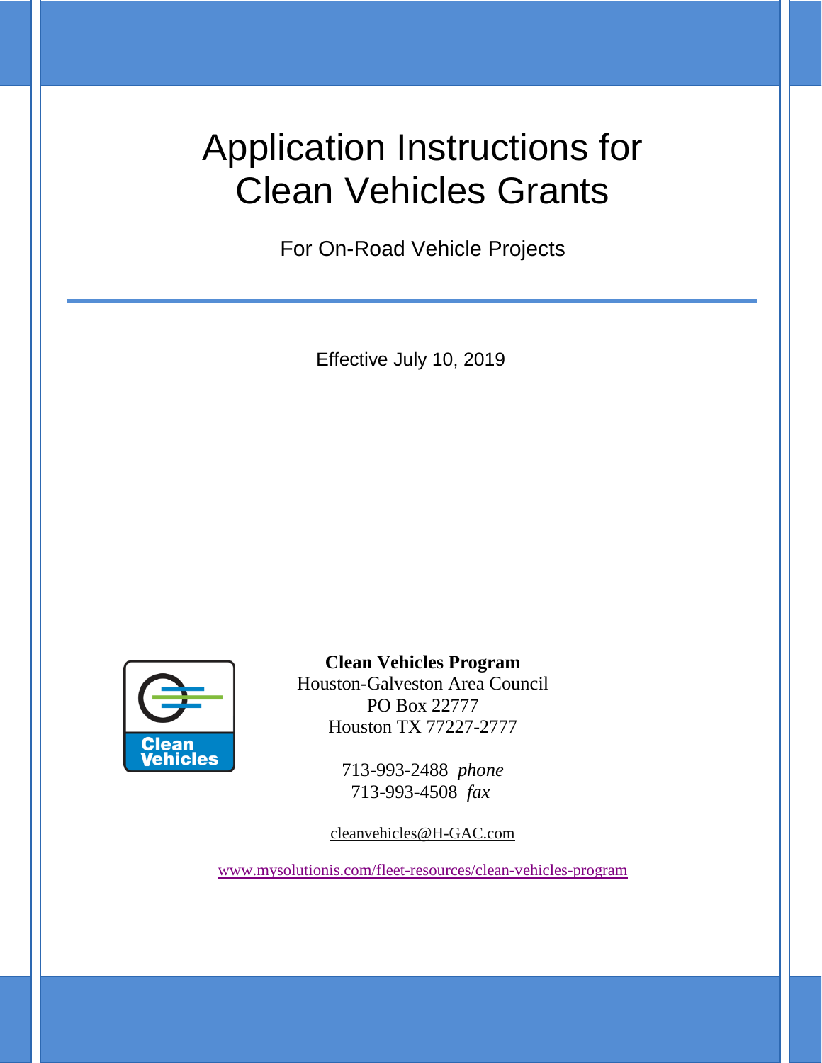# Application Instructions for Clean Vehicles Grants

For On-Road Vehicle Projects

---

Effective July 10, 2019

**Clean Vehicles Program**
Houston-Galveston Area Council
PO Box 22777
Houston TX 77227-2777

713-993-2488 *phone*
713-993-4508 *fax*

cleanvehicles@H-GAC.com

www.mysolutionis.com/fleet-resources/clean-vehicles-program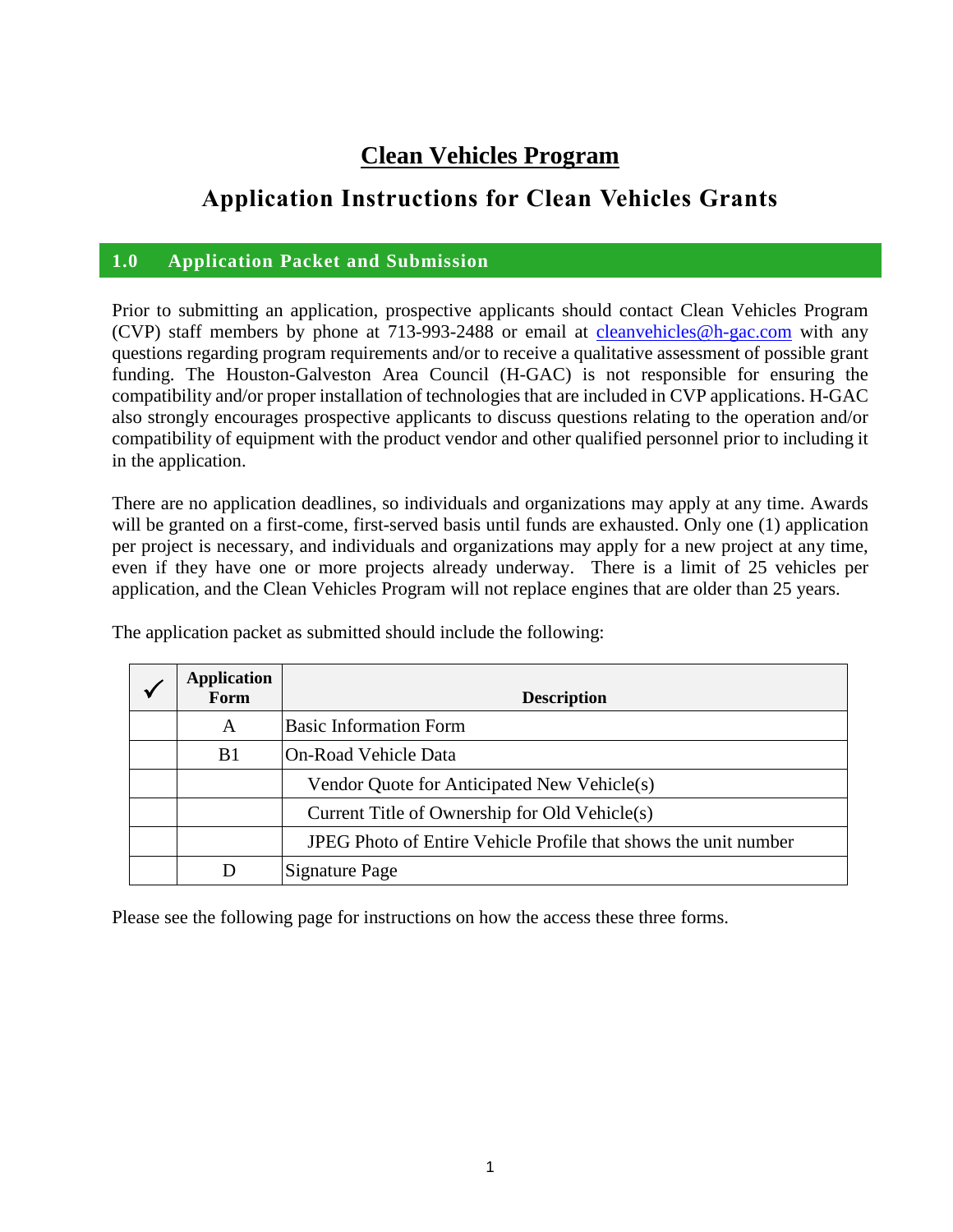# Clean Vehicles Program

## Application Instructions for Clean Vehicles Grants

### 1.0 Application Packet and Submission

Prior to submitting an application, prospective applicants should contact Clean Vehicles Program (CVP) staff members by phone at 713-993-2488 or email at cleanvehicles@h-gac.com with any questions regarding program requirements and/or to receive a qualitative assessment of possible grant funding. The Houston-Galveston Area Council (H-GAC) is not responsible for ensuring the compatibility and/or proper installation of technologies that are included in CVP applications. H-GAC also strongly encourages prospective applicants to discuss questions relating to the operation and/or compatibility of equipment with the product vendor and other qualified personnel prior to including it in the application.

There are no application deadlines, so individuals and organizations may apply at any time. Awards will be granted on a first-come, first-served basis until funds are exhausted. Only one (1) application per project is necessary, and individuals and organizations may apply for a new project at any time, even if they have one or more projects already underway. There is a limit of 25 vehicles per application, and the Clean Vehicles Program will not replace engines that are older than 25 years.

The application packet as submitted should include the following:

| ✓ | Application Form | Description |
|---|---|---|
| | A | Basic Information Form |
| | B1 | On-Road Vehicle Data |
| | | Vendor Quote for Anticipated New Vehicle(s) |
| | | Current Title of Ownership for Old Vehicle(s) |
| | | JPEG Photo of Entire Vehicle Profile that shows the unit number |
| | D | Signature Page |

Please see the following page for instructions on how the access these three forms.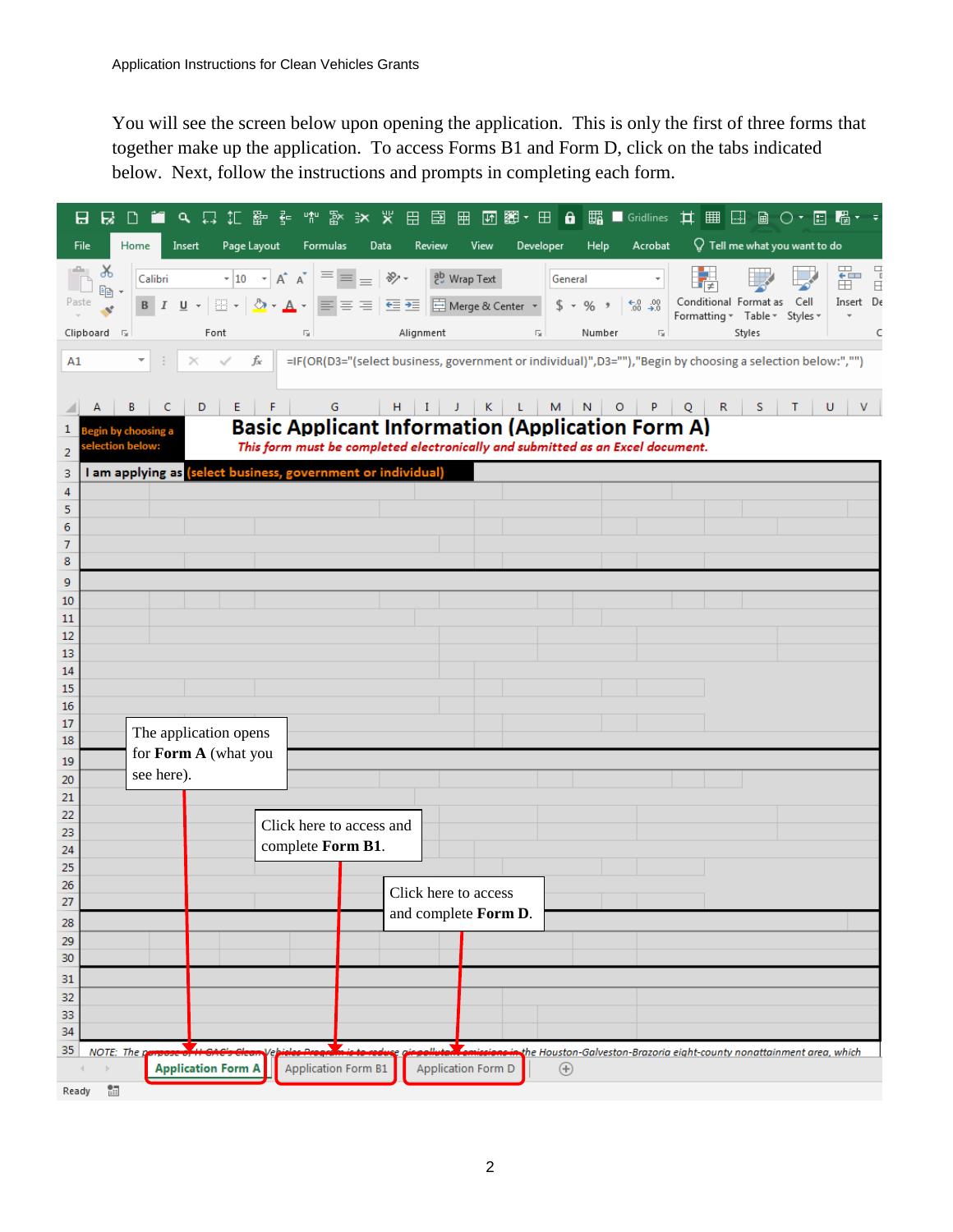You will see the screen below upon opening the application. This is only the first of three forms that together make up the application. To access Forms B1 and Form D, click on the tabs indicated below. Next, follow the instructions and prompts in completing each form.

The application opens for **Form A** (what you see here).

Click here to access and complete **Form B1**.

Click here to access and complete **Form D**.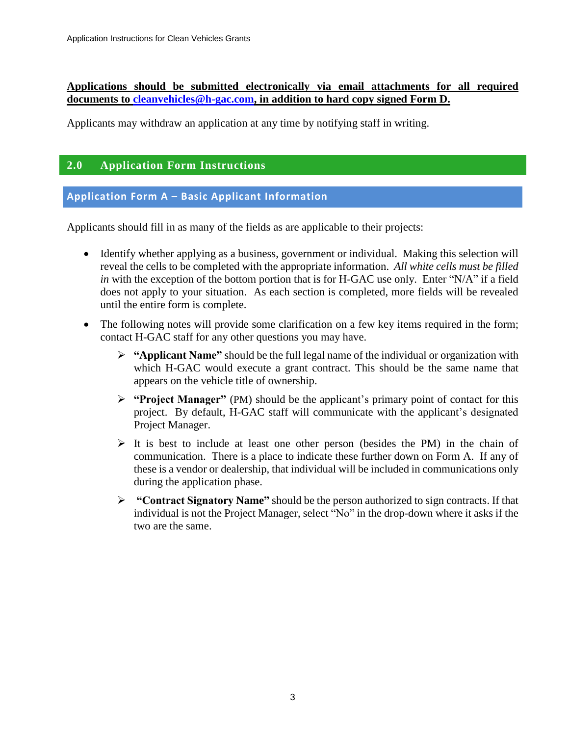**Applications should be submitted electronically via email attachments for all required documents to [cleanvehicles@h-gac.com](mailto:cleanvehicles@h-gac.com), in addition to hard copy signed Form D.**

Applicants may withdraw an application at any time by notifying staff in writing.

## 2.0 Application Form Instructions

### Application Form A – Basic Applicant Information

Applicants should fill in as many of the fields as are applicable to their projects:

- Identify whether applying as a business, government or individual. Making this selection will reveal the cells to be completed with the appropriate information. *All white cells must be filled in* with the exception of the bottom portion that is for H-GAC use only. Enter "N/A" if a field does not apply to your situation. As each section is completed, more fields will be revealed until the entire form is complete.
- The following notes will provide some clarification on a few key items required in the form; contact H-GAC staff for any other questions you may have.
  - **"Applicant Name"** should be the full legal name of the individual or organization with which H-GAC would execute a grant contract. This should be the same name that appears on the vehicle title of ownership.
  - **"Project Manager"** (PM) should be the applicant's primary point of contact for this project. By default, H-GAC staff will communicate with the applicant's designated Project Manager.
  - It is best to include at least one other person (besides the PM) in the chain of communication. There is a place to indicate these further down on Form A. If any of these is a vendor or dealership, that individual will be included in communications only during the application phase.
  - **"Contract Signatory Name"** should be the person authorized to sign contracts. If that individual is not the Project Manager, select "No" in the drop-down where it asks if the two are the same.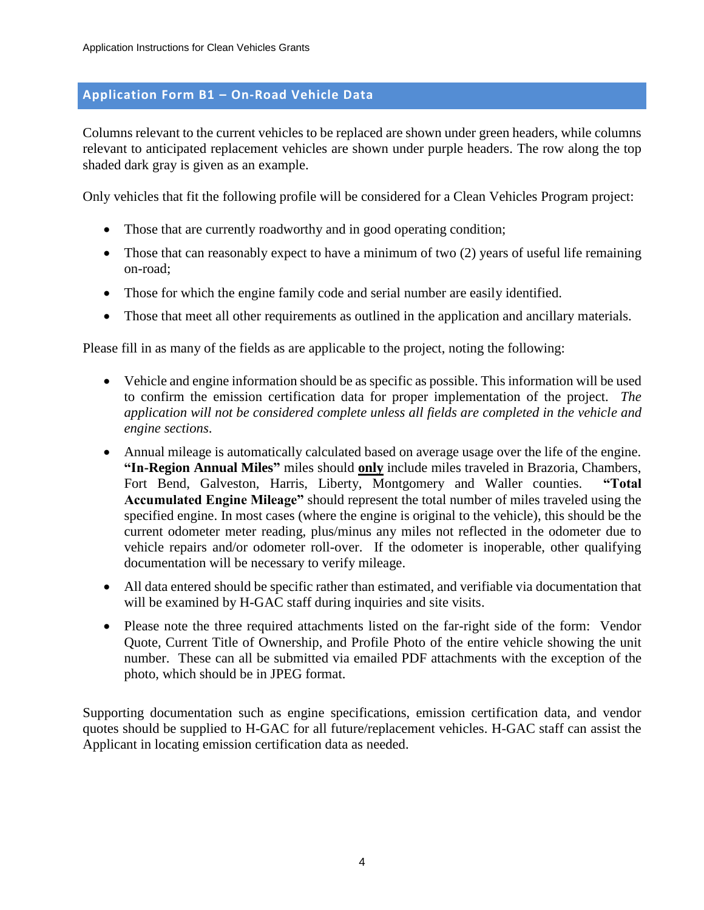## Application Form B1 – On-Road Vehicle Data

Columns relevant to the current vehicles to be replaced are shown under green headers, while columns relevant to anticipated replacement vehicles are shown under purple headers. The row along the top shaded dark gray is given as an example.

Only vehicles that fit the following profile will be considered for a Clean Vehicles Program project:

- Those that are currently roadworthy and in good operating condition;
- Those that can reasonably expect to have a minimum of two (2) years of useful life remaining on-road;
- Those for which the engine family code and serial number are easily identified.
- Those that meet all other requirements as outlined in the application and ancillary materials.

Please fill in as many of the fields as are applicable to the project, noting the following:

- Vehicle and engine information should be as specific as possible. This information will be used to confirm the emission certification data for proper implementation of the project. *The application will not be considered complete unless all fields are completed in the vehicle and engine sections.*
- Annual mileage is automatically calculated based on average usage over the life of the engine. **"In-Region Annual Miles"** miles should **only** include miles traveled in Brazoria, Chambers, Fort Bend, Galveston, Harris, Liberty, Montgomery and Waller counties. **"Total Accumulated Engine Mileage"** should represent the total number of miles traveled using the specified engine. In most cases (where the engine is original to the vehicle), this should be the current odometer meter reading, plus/minus any miles not reflected in the odometer due to vehicle repairs and/or odometer roll-over. If the odometer is inoperable, other qualifying documentation will be necessary to verify mileage.
- All data entered should be specific rather than estimated, and verifiable via documentation that will be examined by H-GAC staff during inquiries and site visits.
- Please note the three required attachments listed on the far-right side of the form: Vendor Quote, Current Title of Ownership, and Profile Photo of the entire vehicle showing the unit number. These can all be submitted via emailed PDF attachments with the exception of the photo, which should be in JPEG format.

Supporting documentation such as engine specifications, emission certification data, and vendor quotes should be supplied to H-GAC for all future/replacement vehicles. H-GAC staff can assist the Applicant in locating emission certification data as needed.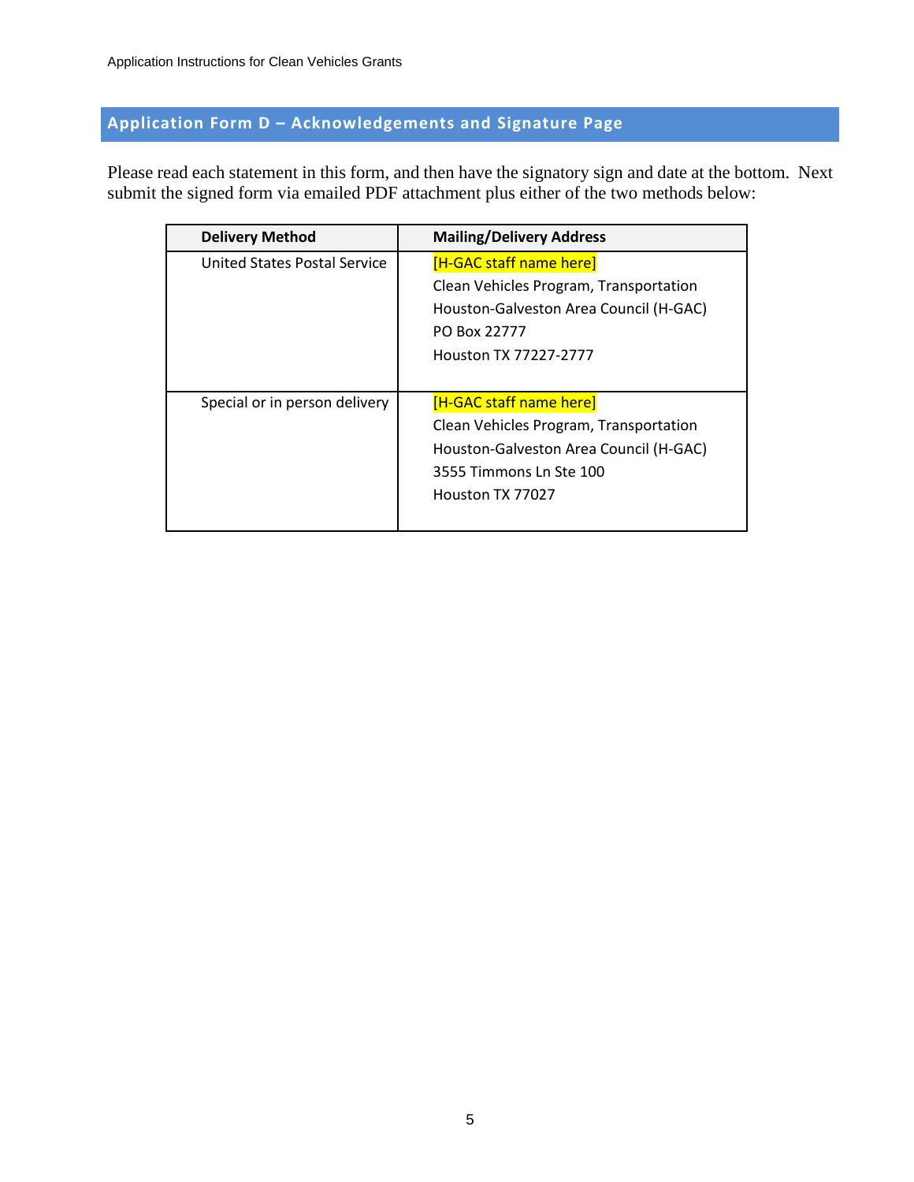## Application Form D – Acknowledgements and Signature Page

Please read each statement in this form, and then have the signatory sign and date at the bottom. Next submit the signed form via emailed PDF attachment plus either of the two methods below:

| Delivery Method | Mailing/Delivery Address |
|---|---|
| United States Postal Service | [H-GAC staff name here]<br>Clean Vehicles Program, Transportation<br>Houston-Galveston Area Council (H-GAC)<br>PO Box 22777<br>Houston TX 77227-2777 |
| Special or in person delivery | [H-GAC staff name here]<br>Clean Vehicles Program, Transportation<br>Houston-Galveston Area Council (H-GAC)<br>3555 Timmons Ln Ste 100<br>Houston TX 77027 |